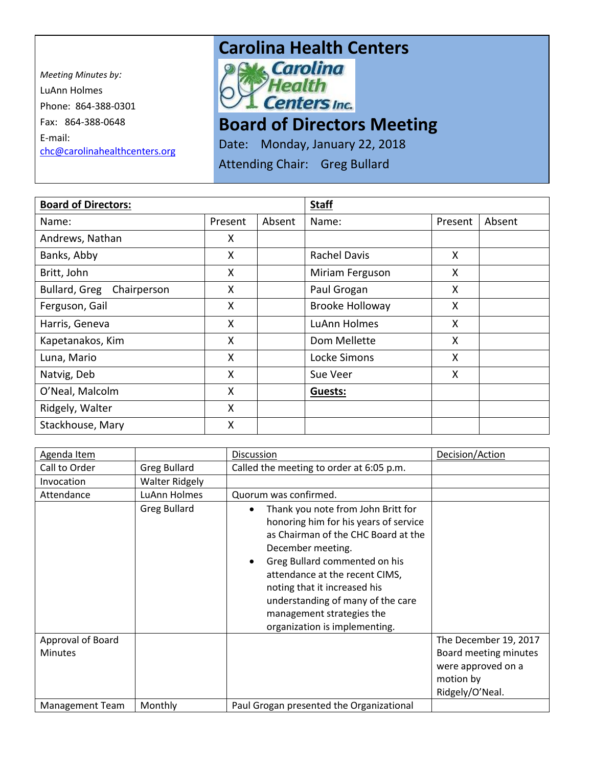*Meeting Minutes by:*
LuAnn Holmes
Phone: 864-388-0301
Fax: 864-388-0648
E-mail:
chc@carolinahealthcenters.org

# Carolina Health Centers

Carolina Health Centers Inc.

# Board of Directors Meeting

Date: Monday, January 22, 2018

Attending Chair: Greg Bullard

| **Board of Directors:** | | | **Staff** | | |
|---|---|---|---|---|---|
| Name: | Present | Absent | Name: | Present | Absent |
| Andrews, Nathan | X | | | | |
| Banks, Abby | X | | Rachel Davis | X | |
| Britt, John | X | | Miriam Ferguson | X | |
| Bullard, Greg Chairperson | X | | Paul Grogan | X | |
| Ferguson, Gail | X | | Brooke Holloway | X | |
| Harris, Geneva | X | | LuAnn Holmes | X | |
| Kapetanakos, Kim | X | | Dom Mellette | X | |
| Luna, Mario | X | | Locke Simons | X | |
| Natvig, Deb | X | | Sue Veer | X | |
| O'Neal, Malcolm | X | | **Guests:** | | |
| Ridgely, Walter | X | | | | |
| Stackhouse, Mary | X | | | | |

| Agenda Item | | Discussion | Decision/Action |
|---|---|---|---|
| Call to Order | Greg Bullard | Called the meeting to order at 6:05 p.m. | |
| Invocation | Walter Ridgely | | |
| Attendance | LuAnn Holmes | Quorum was confirmed. | |
| | Greg Bullard | • Thank you note from John Britt for honoring him for his years of service as Chairman of the CHC Board at the December meeting.<br>• Greg Bullard commented on his attendance at the recent CIMS, noting that it increased his understanding of many of the care management strategies the organization is implementing. | |
| Approval of Board Minutes | | | The December 19, 2017 Board meeting minutes were approved on a motion by Ridgely/O'Neal. |
| Management Team | Monthly | Paul Grogan presented the Organizational | |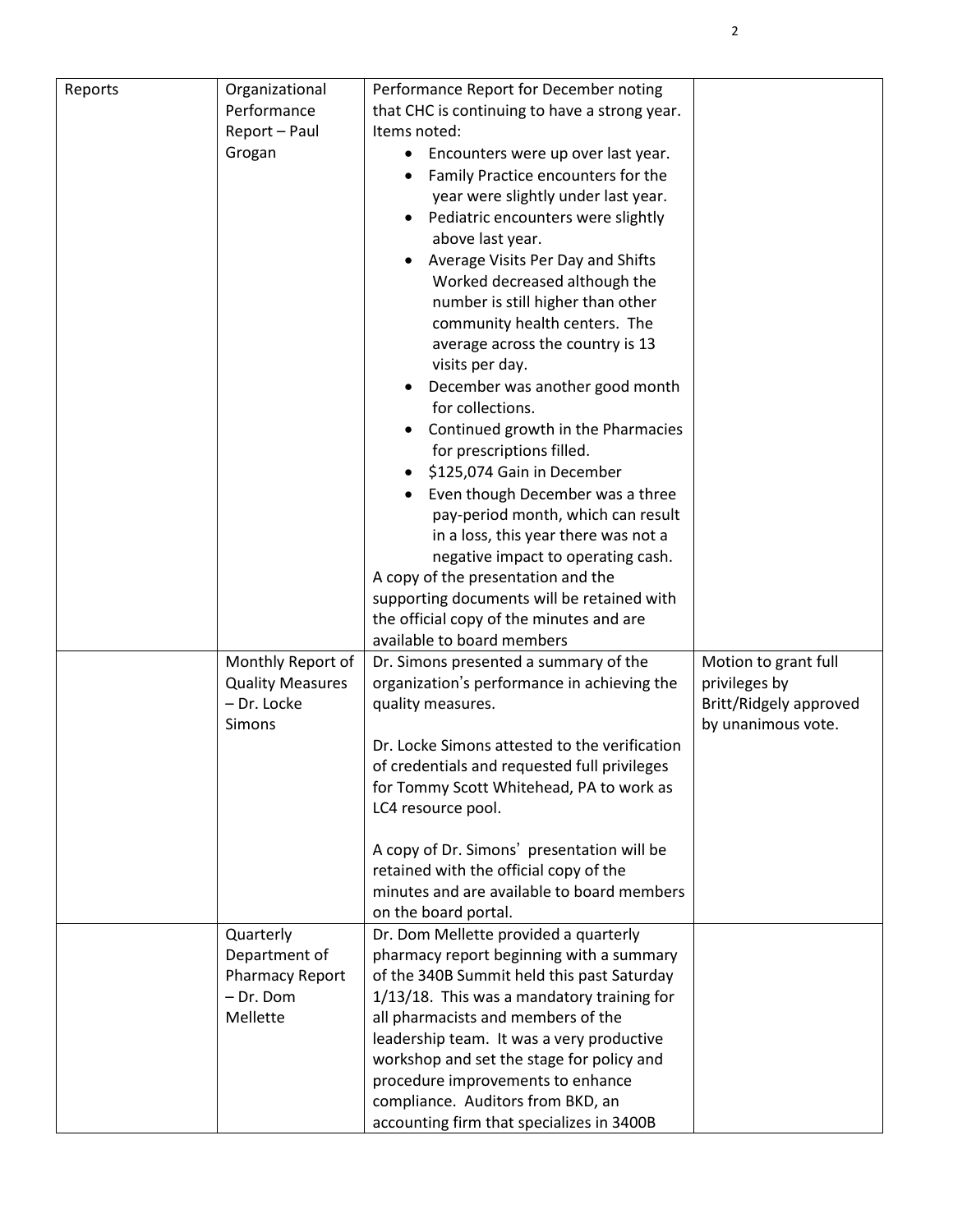| Reports | Organizational Performance Report – Paul Grogan | Performance Report for December noting that CHC is continuing to have a strong year. Items noted:<br>• Encounters were up over last year.<br>• Family Practice encounters for the year were slightly under last year.<br>• Pediatric encounters were slightly above last year.<br>• Average Visits Per Day and Shifts Worked decreased although the number is still higher than other community health centers. The average across the country is 13 visits per day.<br>• December was another good month for collections.<br>• Continued growth in the Pharmacies for prescriptions filled.<br>• $125,074 Gain in December<br>• Even though December was a three pay-period month, which can result in a loss, this year there was not a negative impact to operating cash.<br>A copy of the presentation and the supporting documents will be retained with the official copy of the minutes and are available to board members | |
|---|---|---|---|
| | Monthly Report of Quality Measures – Dr. Locke Simons | Dr. Simons presented a summary of the organization's performance in achieving the quality measures.<br><br>Dr. Locke Simons attested to the verification of credentials and requested full privileges for Tommy Scott Whitehead, PA to work as LC4 resource pool.<br><br>A copy of Dr. Simons' presentation will be retained with the official copy of the minutes and are available to board members on the board portal. | Motion to grant full privileges by Britt/Ridgely approved by unanimous vote. |
| | Quarterly Department of Pharmacy Report – Dr. Dom Mellette | Dr. Dom Mellette provided a quarterly pharmacy report beginning with a summary of the 340B Summit held this past Saturday 1/13/18. This was a mandatory training for all pharmacists and members of the leadership team. It was a very productive workshop and set the stage for policy and procedure improvements to enhance compliance. Auditors from BKD, an accounting firm that specializes in 3400B | |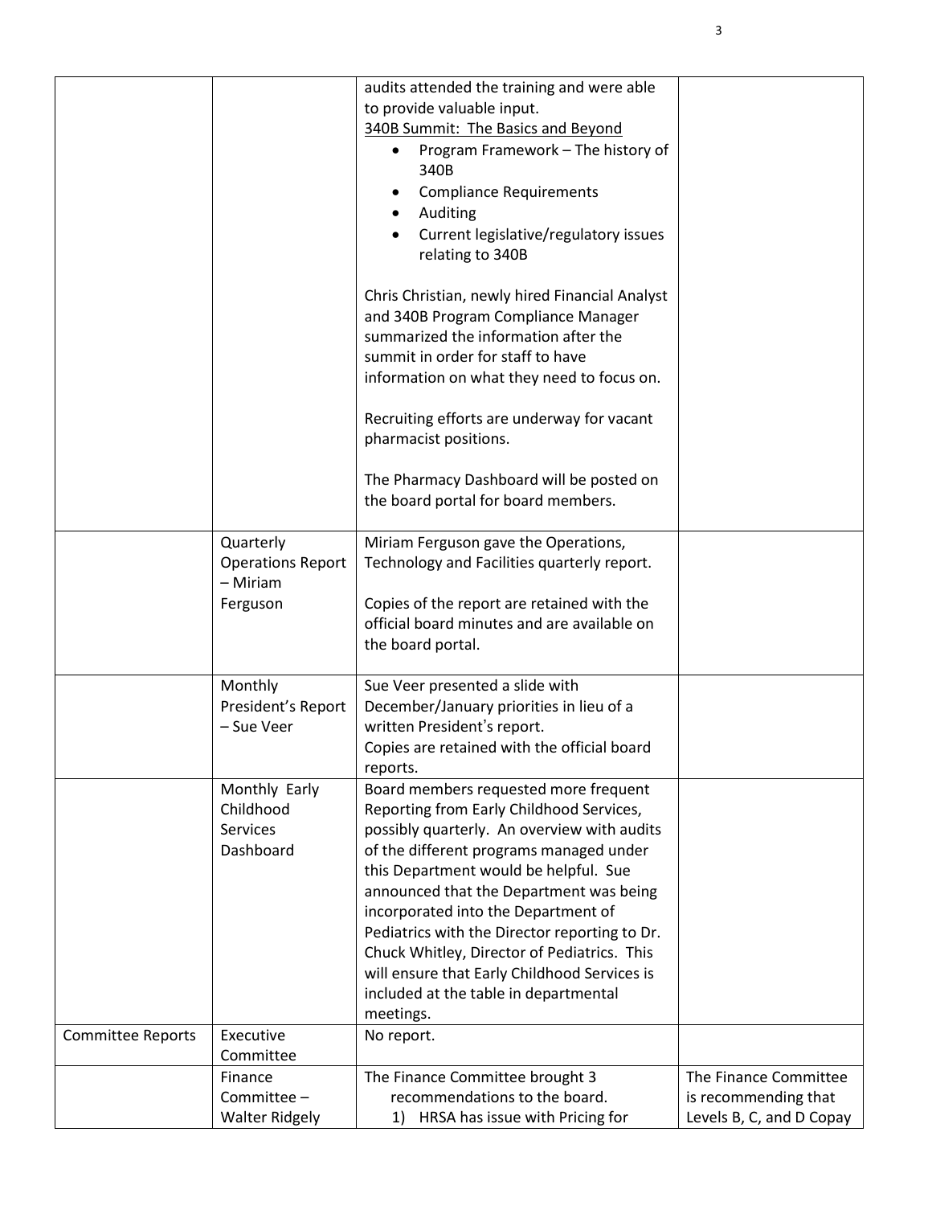| | | audits attended the training and were able to provide valuable input.<br><u>340B Summit: The Basics and Beyond</u><br>• Program Framework – The history of 340B<br>• Compliance Requirements<br>• Auditing<br>• Current legislative/regulatory issues relating to 340B<br><br>Chris Christian, newly hired Financial Analyst and 340B Program Compliance Manager summarized the information after the summit in order for staff to have information on what they need to focus on.<br><br>Recruiting efforts are underway for vacant pharmacist positions.<br><br>The Pharmacy Dashboard will be posted on the board portal for board members. | |
|---|---|---|---|
| | Quarterly Operations Report – Miriam Ferguson | Miriam Ferguson gave the Operations, Technology and Facilities quarterly report.<br><br>Copies of the report are retained with the official board minutes and are available on the board portal. | |
| | Monthly President's Report – Sue Veer | Sue Veer presented a slide with December/January priorities in lieu of a written President's report.<br>Copies are retained with the official board reports. | |
| | Monthly Early Childhood Services Dashboard | Board members requested more frequent Reporting from Early Childhood Services, possibly quarterly. An overview with audits of the different programs managed under this Department would be helpful. Sue announced that the Department was being incorporated into the Department of Pediatrics with the Director reporting to Dr. Chuck Whitley, Director of Pediatrics. This will ensure that Early Childhood Services is included at the table in departmental meetings. | |
| Committee Reports | Executive Committee | No report. | |
| | Finance Committee – Walter Ridgely | The Finance Committee brought 3 recommendations to the board.<br>1) HRSA has issue with Pricing for | The Finance Committee is recommending that Levels B, C, and D Copay |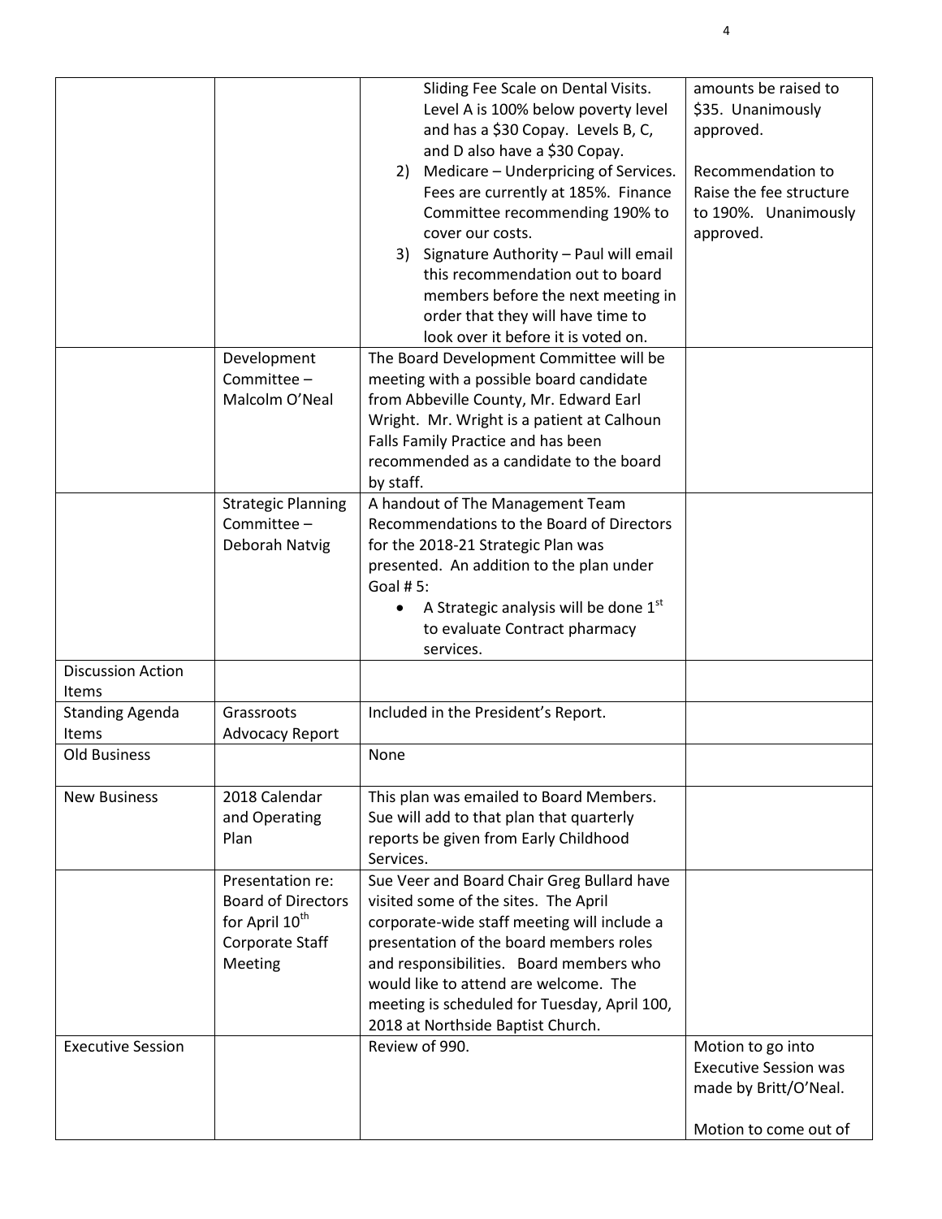| | | | |
|---|---|---|---|
| | | Sliding Fee Scale on Dental Visits. Level A is 100% below poverty level and has a \$30 Copay. Levels B, C, and D also have a \$30 Copay.<br>2) Medicare – Underpricing of Services. Fees are currently at 185%. Finance Committee recommending 190% to cover our costs.<br>3) Signature Authority – Paul will email this recommendation out to board members before the next meeting in order that they will have time to look over it before it is voted on. | amounts be raised to \$35. Unanimously approved.<br><br>Recommendation to Raise the fee structure to 190%. Unanimously approved. |
| | Development Committee – Malcolm O'Neal | The Board Development Committee will be meeting with a possible board candidate from Abbeville County, Mr. Edward Earl Wright. Mr. Wright is a patient at Calhoun Falls Family Practice and has been recommended as a candidate to the board by staff. | |
| | Strategic Planning Committee – Deborah Natvig | A handout of The Management Team Recommendations to the Board of Directors for the 2018-21 Strategic Plan was presented. An addition to the plan under Goal # 5:<br>• A Strategic analysis will be done 1st to evaluate Contract pharmacy services. | |
| Discussion Action Items | | | |
| Standing Agenda Items | Grassroots Advocacy Report | Included in the President's Report. | |
| Old Business | | None | |
| New Business | 2018 Calendar and Operating Plan | This plan was emailed to Board Members. Sue will add to that plan that quarterly reports be given from Early Childhood Services. | |
| | Presentation re: Board of Directors for April 10th Corporate Staff Meeting | Sue Veer and Board Chair Greg Bullard have visited some of the sites. The April corporate-wide staff meeting will include a presentation of the board members roles and responsibilities. Board members who would like to attend are welcome. The meeting is scheduled for Tuesday, April 100, 2018 at Northside Baptist Church. | |
| Executive Session | | Review of 990. | Motion to go into Executive Session was made by Britt/O'Neal.<br><br>Motion to come out of |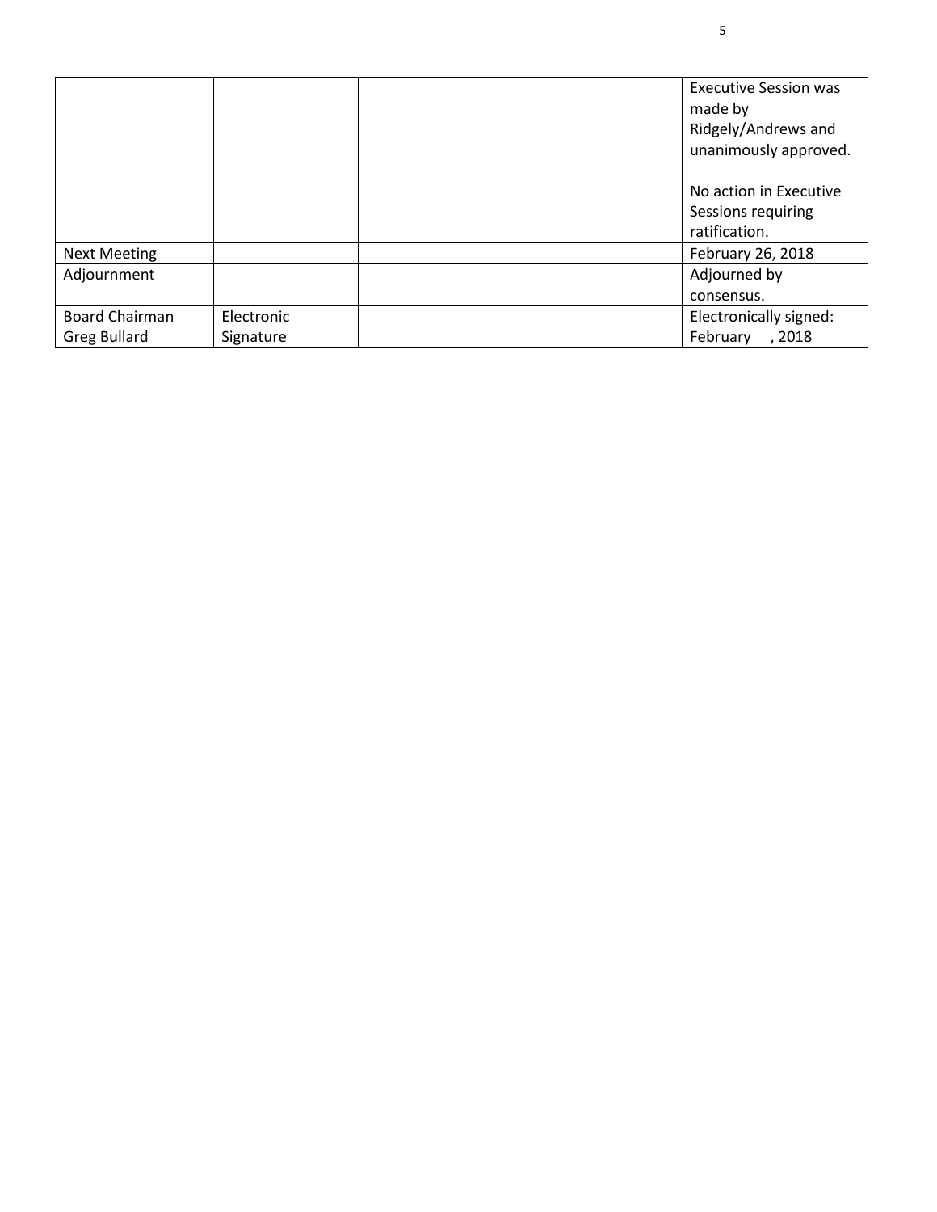| | | | |
|---|---|---|---|
| | | | Executive Session was made by Ridgely/Andrews and unanimously approved.<br><br>No action in Executive Sessions requiring ratification. |
| Next Meeting | | | February 26, 2018 |
| Adjournment | | | Adjourned by consensus. |
| Board Chairman Greg Bullard | Electronic Signature | | Electronically signed: February , 2018 |